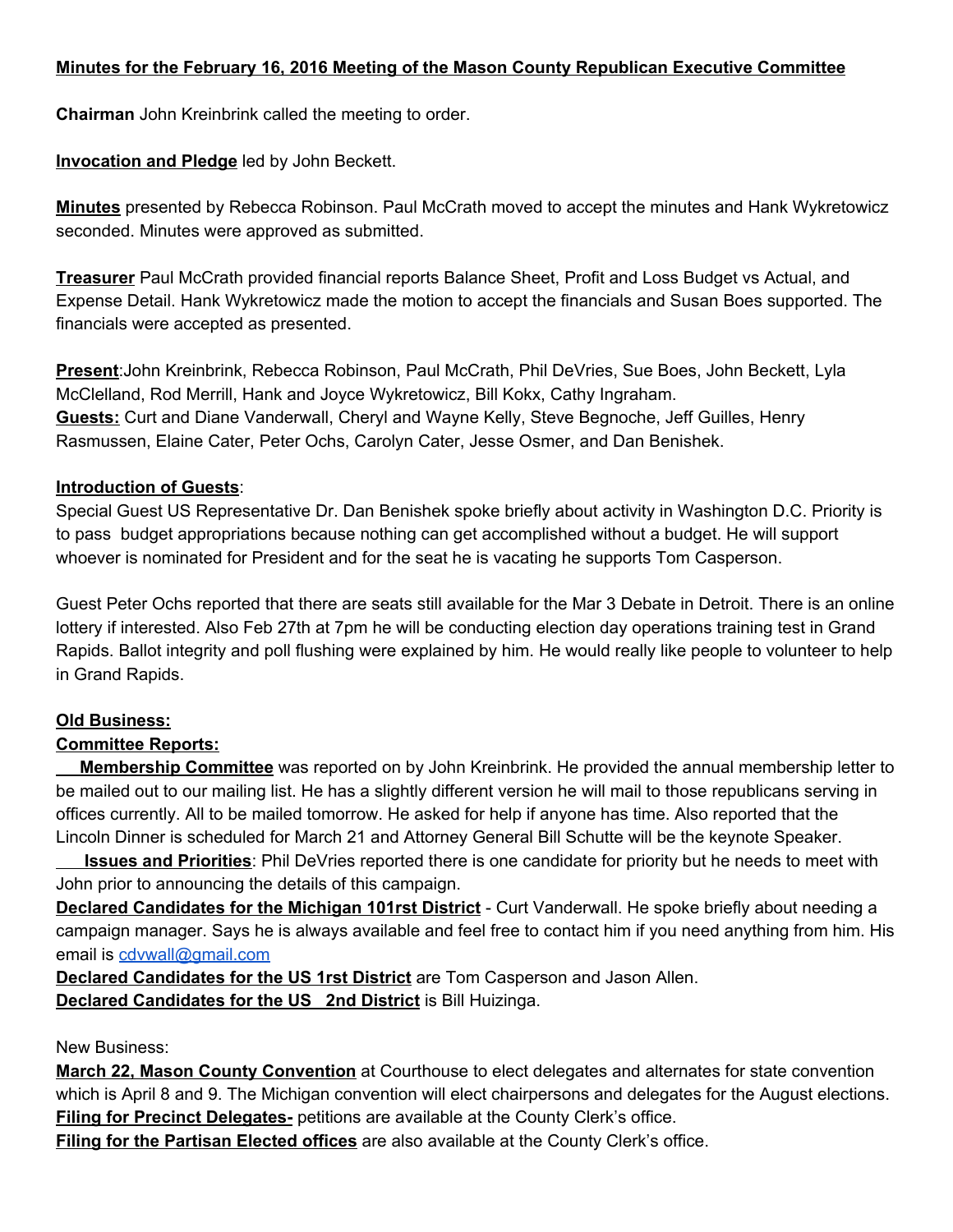**Minutes for the February 16, 2016 Meeting of the Mason County Republican Executive Committee**

**Chairman** John Kreinbrink called the meeting to order.

**Invocation and Pledge** led by John Beckett.

**Minutes** presented by Rebecca Robinson. Paul McCrath moved to accept the minutes and Hank Wykretowicz seconded. Minutes were approved as submitted.

**Treasurer** Paul McCrath provided financial reports Balance Sheet, Profit and Loss Budget vs Actual, and Expense Detail. Hank Wykretowicz made the motion to accept the financials and Susan Boes supported. The financials were accepted as presented.

**Present**:John Kreinbrink, Rebecca Robinson, Paul McCrath, Phil DeVries, Sue Boes, John Beckett, Lyla McClelland, Rod Merrill, Hank and Joyce Wykretowicz, Bill Kokx, Cathy Ingraham.
**Guests:** Curt and Diane Vanderwall, Cheryl and Wayne Kelly, Steve Begnoche, Jeff Guilles, Henry Rasmussen, Elaine Cater, Peter Ochs, Carolyn Cater, Jesse Osmer, and Dan Benishek.

**Introduction of Guests**:
Special Guest US Representative Dr. Dan Benishek spoke briefly about activity in Washington D.C. Priority is to pass budget appropriations because nothing can get accomplished without a budget. He will support whoever is nominated for President and for the seat he is vacating he supports Tom Casperson.

Guest Peter Ochs reported that there are seats still available for the Mar 3 Debate in Detroit. There is an online lottery if interested. Also Feb 27th at 7pm he will be conducting election day operations training test in Grand Rapids. Ballot integrity and poll flushing were explained by him. He would really like people to volunteer to help in Grand Rapids.

**Old Business:**
**Committee Reports:**
**Membership Committee** was reported on by John Kreinbrink. He provided the annual membership letter to be mailed out to our mailing list. He has a slightly different version he will mail to those republicans serving in offices currently. All to be mailed tomorrow. He asked for help if anyone has time. Also reported that the Lincoln Dinner is scheduled for March 21 and Attorney General Bill Schutte will be the keynote Speaker.
**Issues and Priorities**: Phil DeVries reported there is one candidate for priority but he needs to meet with John prior to announcing the details of this campaign.
**Declared Candidates for the Michigan 101rst District** - Curt Vanderwall. He spoke briefly about needing a campaign manager. Says he is always available and feel free to contact him if you need anything from him. His email is cdvwall@gmail.com
**Declared Candidates for the US 1rst District** are Tom Casperson and Jason Allen.
**Declared Candidates for the US 2nd District** is Bill Huizinga.

New Business:
**March 22, Mason County Convention** at Courthouse to elect delegates and alternates for state convention which is April 8 and 9. The Michigan convention will elect chairpersons and delegates for the August elections.
**Filing for Precinct Delegates-** petitions are available at the County Clerk's office.
**Filing for the Partisan Elected offices** are also available at the County Clerk's office.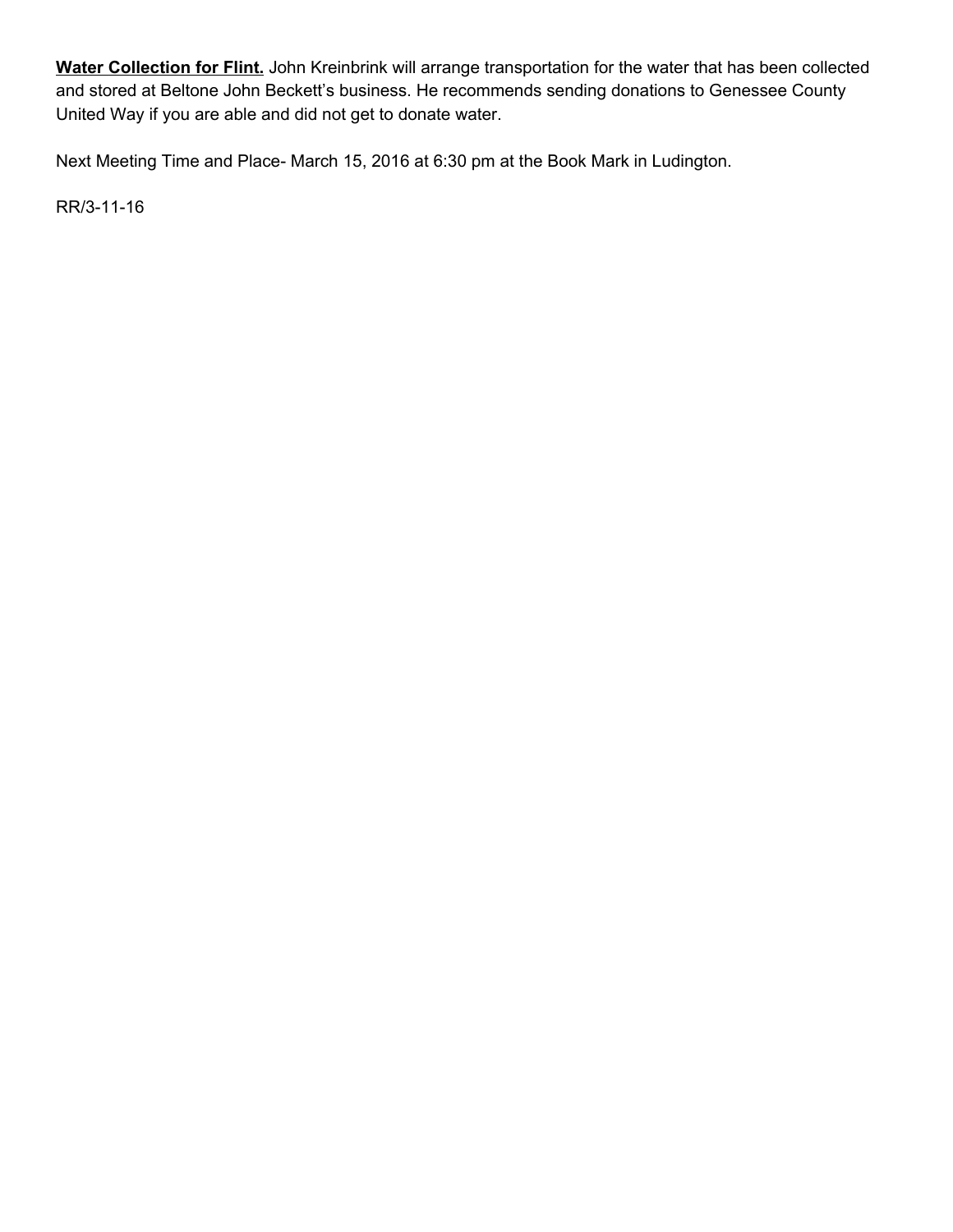**Water Collection for Flint.** John Kreinbrink will arrange transportation for the water that has been collected and stored at Beltone John Beckett's business. He recommends sending donations to Genessee County United Way if you are able and did not get to donate water.

Next Meeting Time and Place- March 15, 2016 at 6:30 pm at the Book Mark in Ludington.

RR/3-11-16